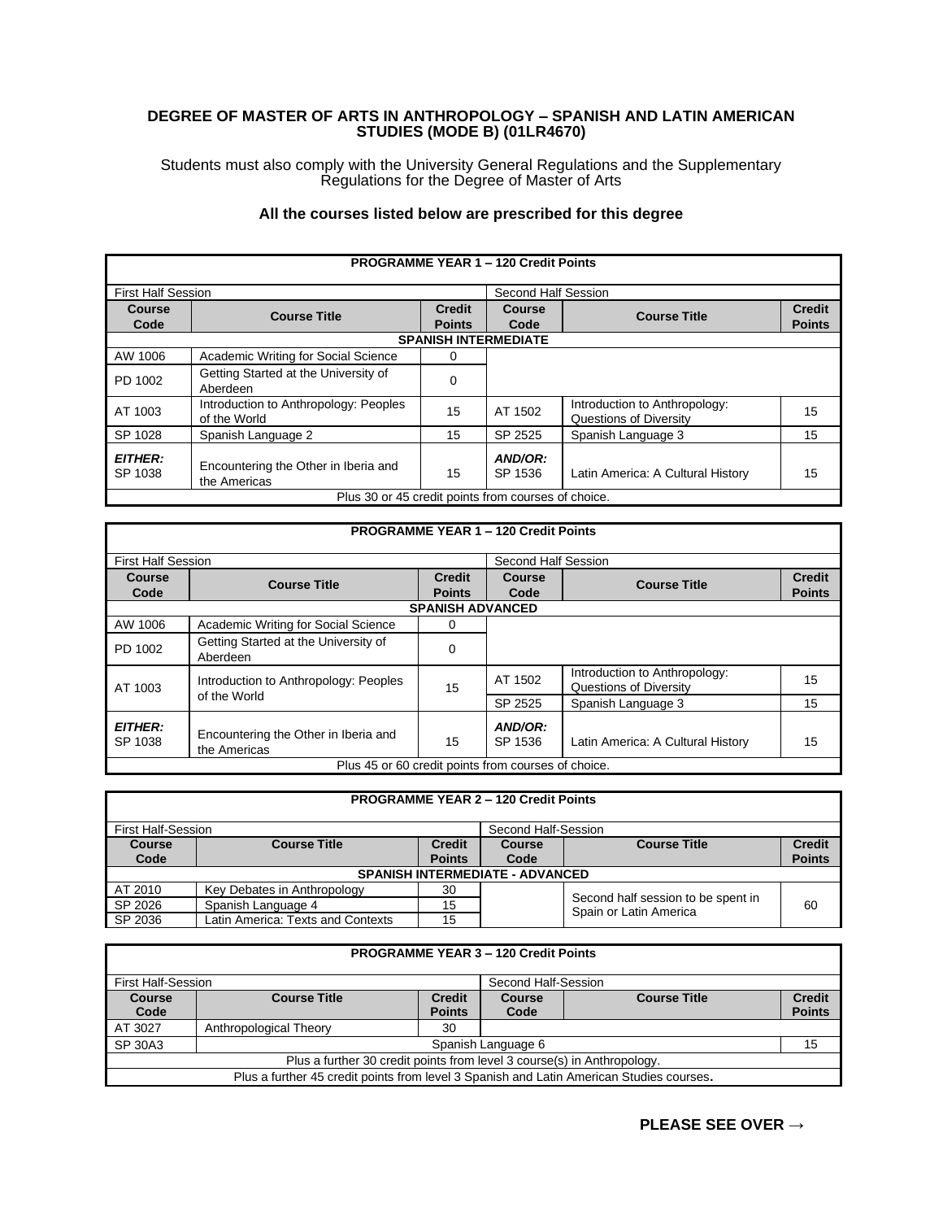# DEGREE OF MASTER OF ARTS IN ANTHROPOLOGY – SPANISH AND LATIN AMERICAN STUDIES (MODE B) (01LR4670)

Students must also comply with the University General Regulations and the Supplementary Regulations for the Degree of Master of Arts

**All the courses listed below are prescribed for this degree**

| **PROGRAMME YEAR 1 – 120 Credit Points** | | | | | |
|---|---|---|---|---|---|
| First Half Session | | | Second Half Session | | |
| **Course Code** | **Course Title** | **Credit Points** | **Course Code** | **Course Title** | **Credit Points** |
| **SPANISH INTERMEDIATE** | | | | | |
| AW 1006 | Academic Writing for Social Science | 0 | | | |
| PD 1002 | Getting Started at the University of Aberdeen | 0 | | | |
| AT 1003 | Introduction to Anthropology: Peoples of the World | 15 | AT 1502 | Introduction to Anthropology: Questions of Diversity | 15 |
| SP 1028 | Spanish Language 2 | 15 | SP 2525 | Spanish Language 3 | 15 |
| ***EITHER:*** SP 1038 | Encountering the Other in Iberia and the Americas | 15 | ***AND/OR:*** SP 1536 | Latin America: A Cultural History | 15 |
| Plus 30 or 45 credit points from courses of choice. | | | | | |

| **PROGRAMME YEAR 1 – 120 Credit Points** | | | | | |
|---|---|---|---|---|---|
| First Half Session | | | Second Half Session | | |
| **Course Code** | **Course Title** | **Credit Points** | **Course Code** | **Course Title** | **Credit Points** |
| **SPANISH ADVANCED** | | | | | |
| AW 1006 | Academic Writing for Social Science | 0 | | | |
| PD 1002 | Getting Started at the University of Aberdeen | 0 | | | |
| AT 1003 | Introduction to Anthropology: Peoples of the World | 15 | AT 1502 | Introduction to Anthropology: Questions of Diversity | 15 |
| | | | SP 2525 | Spanish Language 3 | 15 |
| ***EITHER:*** SP 1038 | Encountering the Other in Iberia and the Americas | 15 | ***AND/OR:*** SP 1536 | Latin America: A Cultural History | 15 |
| Plus 45 or 60 credit points from courses of choice. | | | | | |

| **PROGRAMME YEAR 2 – 120 Credit Points** | | | | | |
|---|---|---|---|---|---|
| First Half-Session | | | Second Half-Session | | |
| **Course Code** | **Course Title** | **Credit Points** | **Course Code** | **Course Title** | **Credit Points** |
| **SPANISH INTERMEDIATE - ADVANCED** | | | | | |
| AT 2010 | Key Debates in Anthropology | 30 | | Second half session to be spent in Spain or Latin America | 60 |
| SP 2026 | Spanish Language 4 | 15 | | | |
| SP 2036 | Latin America: Texts and Contexts | 15 | | | |

| **PROGRAMME YEAR 3 – 120 Credit Points** | | | | | |
|---|---|---|---|---|---|
| First Half-Session | | | Second Half-Session | | |
| **Course Code** | **Course Title** | **Credit Points** | **Course Code** | **Course Title** | **Credit Points** |
| AT 3027 | Anthropological Theory | 30 | | | |
| SP 30A3 | Spanish Language 6 | | | | 15 |
| Plus a further 30 credit points from level 3 course(s) in Anthropology. | | | | | |
| Plus a further 45 credit points from level 3 Spanish and Latin American Studies courses. | | | | | |

**PLEASE SEE OVER →**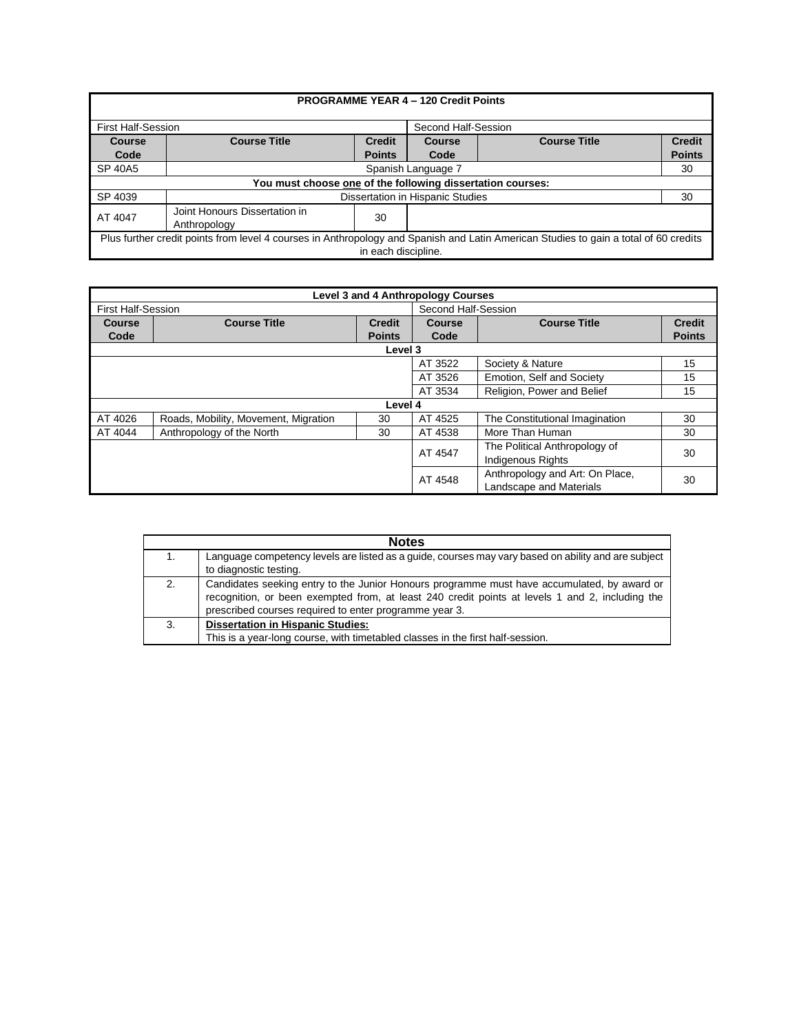| PROGRAMME YEAR 4 – 120 Credit Points | | | | | |
|---|---|---|---|---|---|
| First Half-Session | | | Second Half-Session | | |
| **Course Code** | **Course Title** | **Credit Points** | **Course Code** | **Course Title** | **Credit Points** |
| SP 40A5 | Spanish Language 7 | | | | 30 |
| **You must choose <u>one</u> of the following dissertation courses:** | | | | | |
| SP 4039 | Dissertation in Hispanic Studies | | | | 30 |
| AT 4047 | Joint Honours Dissertation in Anthropology | 30 | | | |
| Plus further credit points from level 4 courses in Anthropology and Spanish and Latin American Studies to gain a total of 60 credits in each discipline. | | | | | |

| Level 3 and 4 Anthropology Courses | | | | | |
|---|---|---|---|---|---|
| First Half-Session | | | Second Half-Session | | |
| **Course Code** | **Course Title** | **Credit Points** | **Course Code** | **Course Title** | **Credit Points** |
| **Level 3** | | | | | |
| | | | AT 3522 | Society & Nature | 15 |
| | | | AT 3526 | Emotion, Self and Society | 15 |
| | | | AT 3534 | Religion, Power and Belief | 15 |
| **Level 4** | | | | | |
| AT 4026 | Roads, Mobility, Movement, Migration | 30 | AT 4525 | The Constitutional Imagination | 30 |
| AT 4044 | Anthropology of the North | 30 | AT 4538 | More Than Human | 30 |
| | | | AT 4547 | The Political Anthropology of Indigenous Rights | 30 |
| | | | AT 4548 | Anthropology and Art: On Place, Landscape and Materials | 30 |

| **Notes** | |
|---|---|
| 1. | Language competency levels are listed as a guide, courses may vary based on ability and are subject to diagnostic testing. |
| 2. | Candidates seeking entry to the Junior Honours programme must have accumulated, by award or recognition, or been exempted from, at least 240 credit points at levels 1 and 2, including the prescribed courses required to enter programme year 3. |
| 3. | **<u>Dissertation in Hispanic Studies:</u>** This is a year-long course, with timetabled classes in the first half-session. |